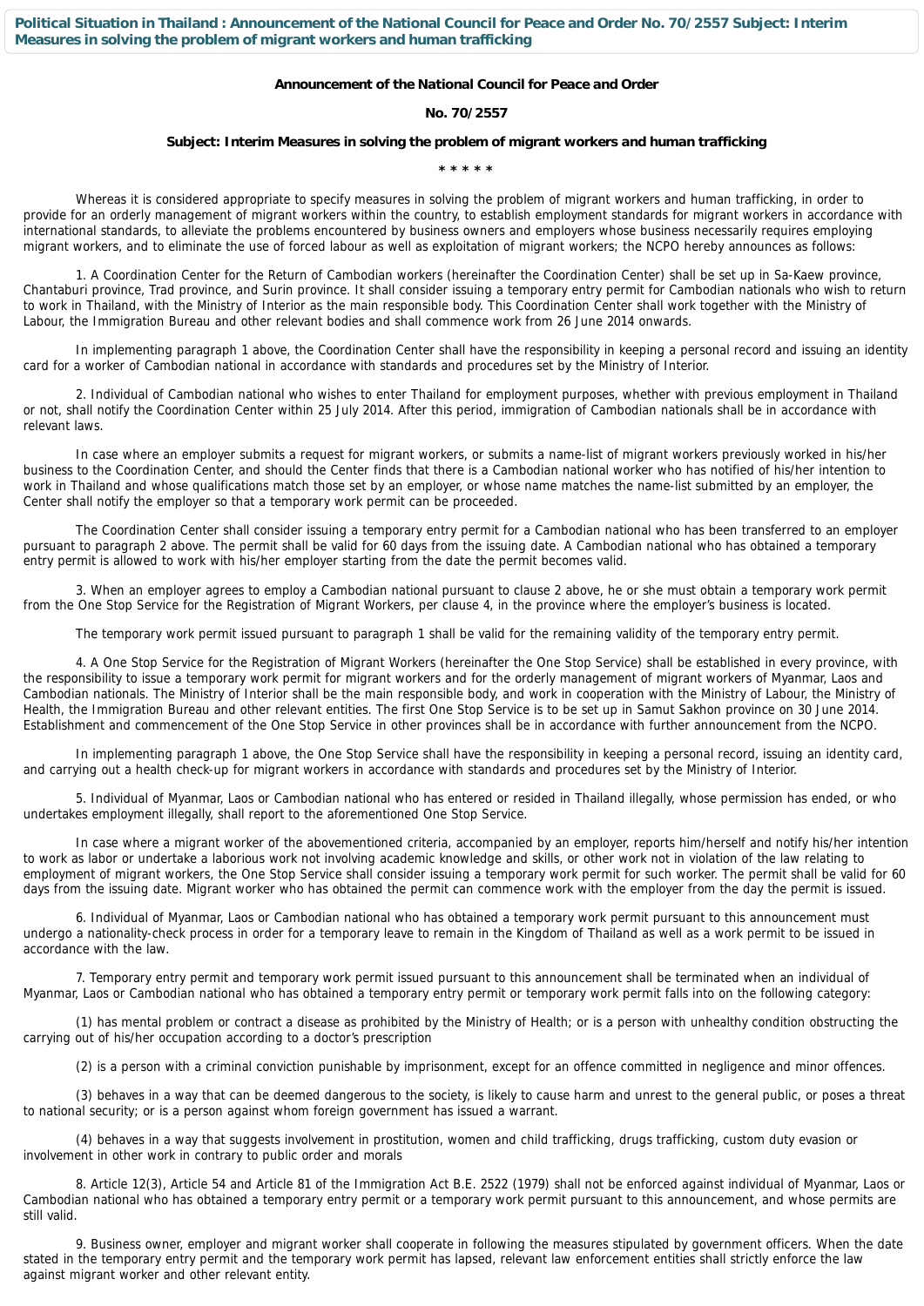**Political Situation in Thailand : Announcement of the National Council for Peace and Order No. 70/2557 Subject: Interim Measures in solving the problem of migrant workers and human trafficking**

**Announcement of the National Council for Peace and Order**

**No. 70/2557**

**Subject: Interim Measures in solving the problem of migrant workers and human trafficking**

\* \* \* \* \*

Whereas it is considered appropriate to specify measures in solving the problem of migrant workers and human trafficking, in order to provide for an orderly management of migrant workers within the country, to establish employment standards for migrant workers in accordance with international standards, to alleviate the problems encountered by business owners and employers whose business necessarily requires employing migrant workers, and to eliminate the use of forced labour as well as exploitation of migrant workers; the NCPO hereby announces as follows:

1. A Coordination Center for the Return of Cambodian workers (hereinafter the Coordination Center) shall be set up in Sa-Kaew province, Chantaburi province, Trad province, and Surin province. It shall consider issuing a temporary entry permit for Cambodian nationals who wish to return to work in Thailand, with the Ministry of Interior as the main responsible body. This Coordination Center shall work together with the Ministry of Labour, the Immigration Bureau and other relevant bodies and shall commence work from 26 June 2014 onwards.

In implementing paragraph 1 above, the Coordination Center shall have the responsibility in keeping a personal record and issuing an identity card for a worker of Cambodian national in accordance with standards and procedures set by the Ministry of Interior.

2. Individual of Cambodian national who wishes to enter Thailand for employment purposes, whether with previous employment in Thailand or not, shall notify the Coordination Center within 25 July 2014. After this period, immigration of Cambodian nationals shall be in accordance with relevant laws.

In case where an employer submits a request for migrant workers, or submits a name-list of migrant workers previously worked in his/her business to the Coordination Center, and should the Center finds that there is a Cambodian national worker who has notified of his/her intention to work in Thailand and whose qualifications match those set by an employer, or whose name matches the name-list submitted by an employer, the Center shall notify the employer so that a temporary work permit can be proceeded.

The Coordination Center shall consider issuing a temporary entry permit for a Cambodian national who has been transferred to an employer pursuant to paragraph 2 above. The permit shall be valid for 60 days from the issuing date. A Cambodian national who has obtained a temporary entry permit is allowed to work with his/her employer starting from the date the permit becomes valid.

3. When an employer agrees to employ a Cambodian national pursuant to clause 2 above, he or she must obtain a temporary work permit from the One Stop Service for the Registration of Migrant Workers, per clause 4, in the province where the employer's business is located.

The temporary work permit issued pursuant to paragraph 1 shall be valid for the remaining validity of the temporary entry permit.

4. A One Stop Service for the Registration of Migrant Workers (hereinafter the One Stop Service) shall be established in every province, with the responsibility to issue a temporary work permit for migrant workers and for the orderly management of migrant workers of Myanmar, Laos and Cambodian nationals. The Ministry of Interior shall be the main responsible body, and work in cooperation with the Ministry of Labour, the Ministry of Health, the Immigration Bureau and other relevant entities. The first One Stop Service is to be set up in Samut Sakhon province on 30 June 2014. Establishment and commencement of the One Stop Service in other provinces shall be in accordance with further announcement from the NCPO.

In implementing paragraph 1 above, the One Stop Service shall have the responsibility in keeping a personal record, issuing an identity card, and carrying out a health check-up for migrant workers in accordance with standards and procedures set by the Ministry of Interior.

5. Individual of Myanmar, Laos or Cambodian national who has entered or resided in Thailand illegally, whose permission has ended, or who undertakes employment illegally, shall report to the aforementioned One Stop Service.

In case where a migrant worker of the abovementioned criteria, accompanied by an employer, reports him/herself and notify his/her intention to work as labor or undertake a laborious work not involving academic knowledge and skills, or other work not in violation of the law relating to employment of migrant workers, the One Stop Service shall consider issuing a temporary work permit for such worker. The permit shall be valid for 60 days from the issuing date. Migrant worker who has obtained the permit can commence work with the employer from the day the permit is issued.

6. Individual of Myanmar, Laos or Cambodian national who has obtained a temporary work permit pursuant to this announcement must undergo a nationality-check process in order for a temporary leave to remain in the Kingdom of Thailand as well as a work permit to be issued in accordance with the law.

7. Temporary entry permit and temporary work permit issued pursuant to this announcement shall be terminated when an individual of Myanmar, Laos or Cambodian national who has obtained a temporary entry permit or temporary work permit falls into on the following category:

(1) has mental problem or contract a disease as prohibited by the Ministry of Health; or is a person with unhealthy condition obstructing the carrying out of his/her occupation according to a doctor's prescription

(2) is a person with a criminal conviction punishable by imprisonment, except for an offence committed in negligence and minor offences.

(3) behaves in a way that can be deemed dangerous to the society, is likely to cause harm and unrest to the general public, or poses a threat to national security; or is a person against whom foreign government has issued a warrant.

(4) behaves in a way that suggests involvement in prostitution, women and child trafficking, drugs trafficking, custom duty evasion or involvement in other work in contrary to public order and morals

8. Article 12(3), Article 54 and Article 81 of the Immigration Act B.E. 2522 (1979) shall not be enforced against individual of Myanmar, Laos or Cambodian national who has obtained a temporary entry permit or a temporary work permit pursuant to this announcement, and whose permits are still valid.

9. Business owner, employer and migrant worker shall cooperate in following the measures stipulated by government officers. When the date stated in the temporary entry permit and the temporary work permit has lapsed, relevant law enforcement entities shall strictly enforce the law against migrant worker and other relevant entity.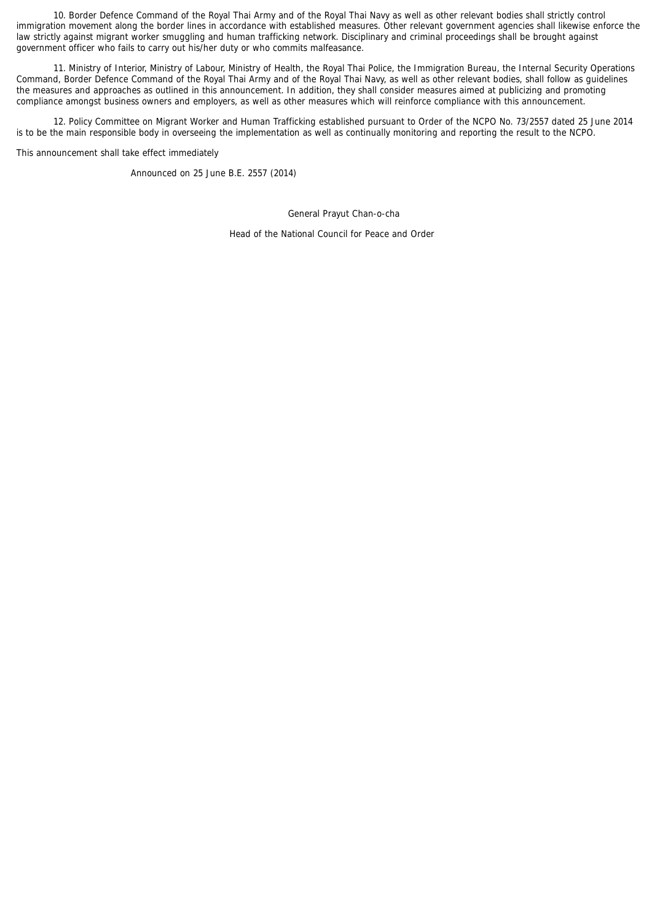10. Border Defence Command of the Royal Thai Army and of the Royal Thai Navy as well as other relevant bodies shall strictly control immigration movement along the border lines in accordance with established measures. Other relevant government agencies shall likewise enforce the law strictly against migrant worker smuggling and human trafficking network. Disciplinary and criminal proceedings shall be brought against government officer who fails to carry out his/her duty or who commits malfeasance.

11. Ministry of Interior, Ministry of Labour, Ministry of Health, the Royal Thai Police, the Immigration Bureau, the Internal Security Operations Command, Border Defence Command of the Royal Thai Army and of the Royal Thai Navy, as well as other relevant bodies, shall follow as guidelines the measures and approaches as outlined in this announcement. In addition, they shall consider measures aimed at publicizing and promoting compliance amongst business owners and employers, as well as other measures which will reinforce compliance with this announcement.

12. Policy Committee on Migrant Worker and Human Trafficking established pursuant to Order of the NCPO No. 73/2557 dated 25 June 2014 is to be the main responsible body in overseeing the implementation as well as continually monitoring and reporting the result to the NCPO.

This announcement shall take effect immediately

Announced on 25 June B.E. 2557 (2014)

General Prayut Chan-o-cha

Head of the National Council for Peace and Order